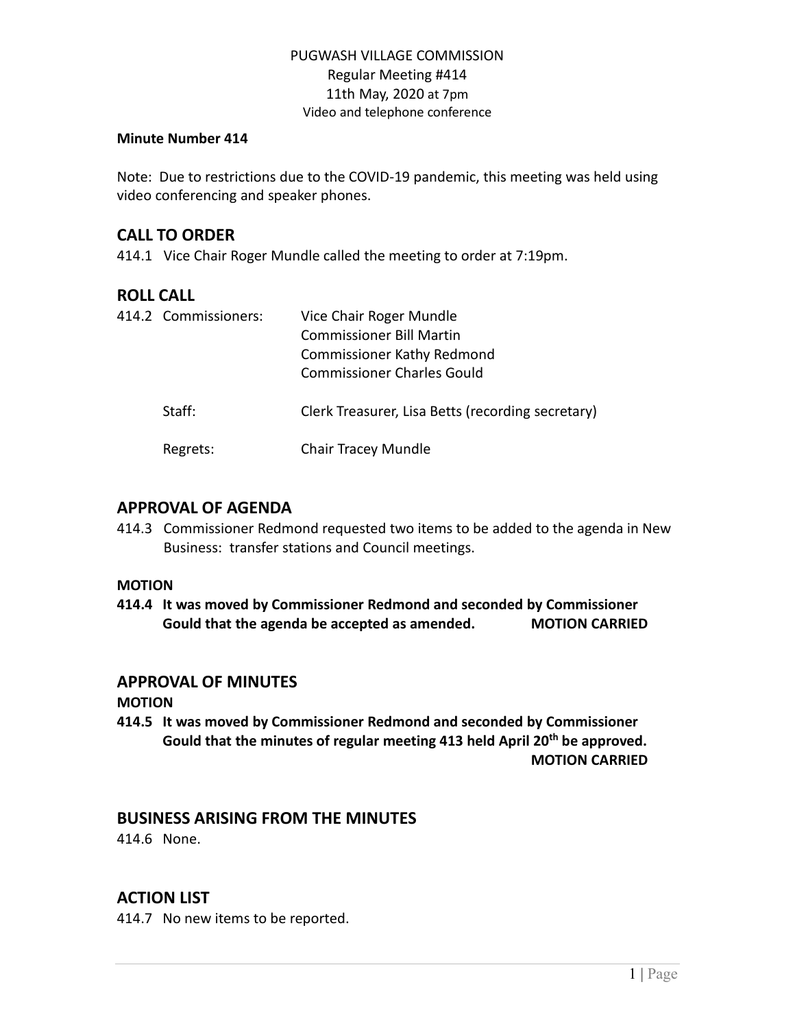PUGWASH VILLAGE COMMISSION
Regular Meeting #414
11th May, 2020 at 7pm
Video and telephone conference

**Minute Number 414**

Note: Due to restrictions due to the COVID-19 pandemic, this meeting was held using video conferencing and speaker phones.

## CALL TO ORDER

414.1 Vice Chair Roger Mundle called the meeting to order at 7:19pm.

## ROLL CALL

| | | |
|---|---|---|
| 414.2 | Commissioners: | Vice Chair Roger Mundle<br>Commissioner Bill Martin<br>Commissioner Kathy Redmond<br>Commissioner Charles Gould |
| | Staff: | Clerk Treasurer, Lisa Betts (recording secretary) |
| | Regrets: | Chair Tracey Mundle |

## APPROVAL OF AGENDA

414.3 Commissioner Redmond requested two items to be added to the agenda in New Business: transfer stations and Council meetings.

**MOTION**

**414.4 It was moved by Commissioner Redmond and seconded by Commissioner Gould that the agenda be accepted as amended. MOTION CARRIED**

## APPROVAL OF MINUTES

**MOTION**

**414.5 It was moved by Commissioner Redmond and seconded by Commissioner Gould that the minutes of regular meeting 413 held April 20th be approved. MOTION CARRIED**

## BUSINESS ARISING FROM THE MINUTES

414.6 None.

## ACTION LIST

414.7 No new items to be reported.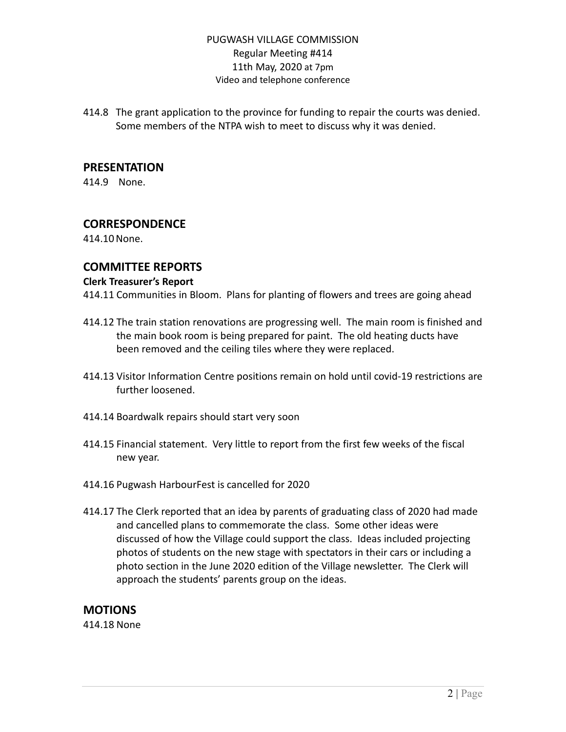PUGWASH VILLAGE COMMISSION
Regular Meeting #414
11th May, 2020 at 7pm
Video and telephone conference

414.8 The grant application to the province for funding to repair the courts was denied. Some members of the NTPA wish to meet to discuss why it was denied.

## PRESENTATION

414.9 None.

## CORRESPONDENCE

414.10 None.

## COMMITTEE REPORTS

**Clerk Treasurer's Report**

414.11 Communities in Bloom. Plans for planting of flowers and trees are going ahead

414.12 The train station renovations are progressing well. The main room is finished and the main book room is being prepared for paint. The old heating ducts have been removed and the ceiling tiles where they were replaced.

414.13 Visitor Information Centre positions remain on hold until covid-19 restrictions are further loosened.

414.14 Boardwalk repairs should start very soon

414.15 Financial statement. Very little to report from the first few weeks of the fiscal new year.

414.16 Pugwash HarbourFest is cancelled for 2020

414.17 The Clerk reported that an idea by parents of graduating class of 2020 had made and cancelled plans to commemorate the class. Some other ideas were discussed of how the Village could support the class. Ideas included projecting photos of students on the new stage with spectators in their cars or including a photo section in the June 2020 edition of the Village newsletter. The Clerk will approach the students' parents group on the ideas.

## MOTIONS

414.18 None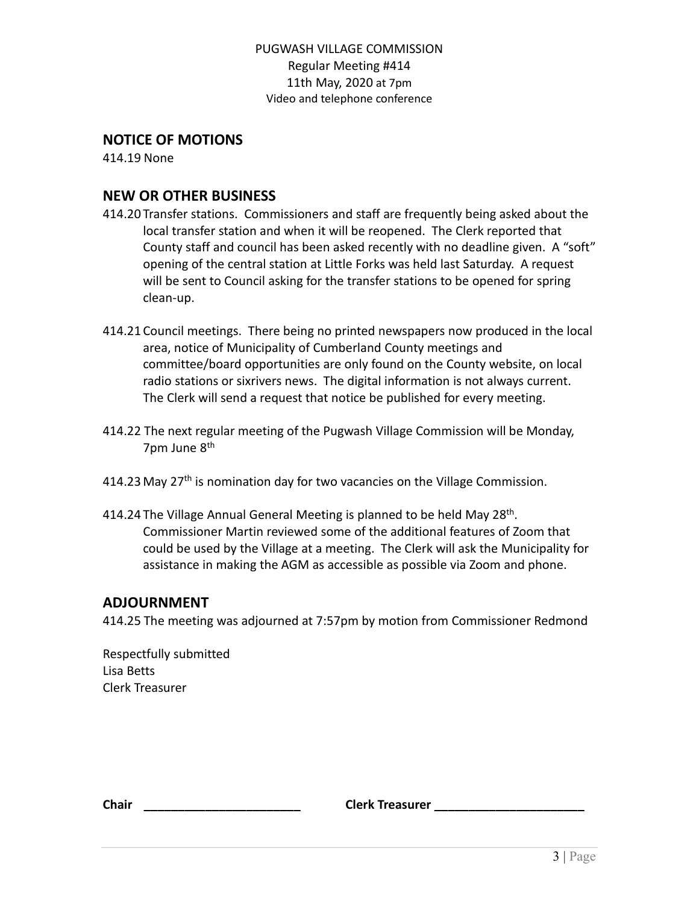PUGWASH VILLAGE COMMISSION
Regular Meeting #414
11th May, 2020 at 7pm
Video and telephone conference

## NOTICE OF MOTIONS

414.19 None

## NEW OR OTHER BUSINESS

414.20 Transfer stations. Commissioners and staff are frequently being asked about the local transfer station and when it will be reopened. The Clerk reported that County staff and council has been asked recently with no deadline given. A "soft" opening of the central station at Little Forks was held last Saturday. A request will be sent to Council asking for the transfer stations to be opened for spring clean-up.

414.21 Council meetings. There being no printed newspapers now produced in the local area, notice of Municipality of Cumberland County meetings and committee/board opportunities are only found on the County website, on local radio stations or sixrivers news. The digital information is not always current. The Clerk will send a request that notice be published for every meeting.

414.22 The next regular meeting of the Pugwash Village Commission will be Monday, 7pm June 8th

414.23 May 27th is nomination day for two vacancies on the Village Commission.

414.24 The Village Annual General Meeting is planned to be held May 28th. Commissioner Martin reviewed some of the additional features of Zoom that could be used by the Village at a meeting. The Clerk will ask the Municipality for assistance in making the AGM as accessible as possible via Zoom and phone.

## ADJOURNMENT

414.25 The meeting was adjourned at 7:57pm by motion from Commissioner Redmond

Respectfully submitted
Lisa Betts
Clerk Treasurer

**Chair** _______________________ **Clerk Treasurer** _______________________